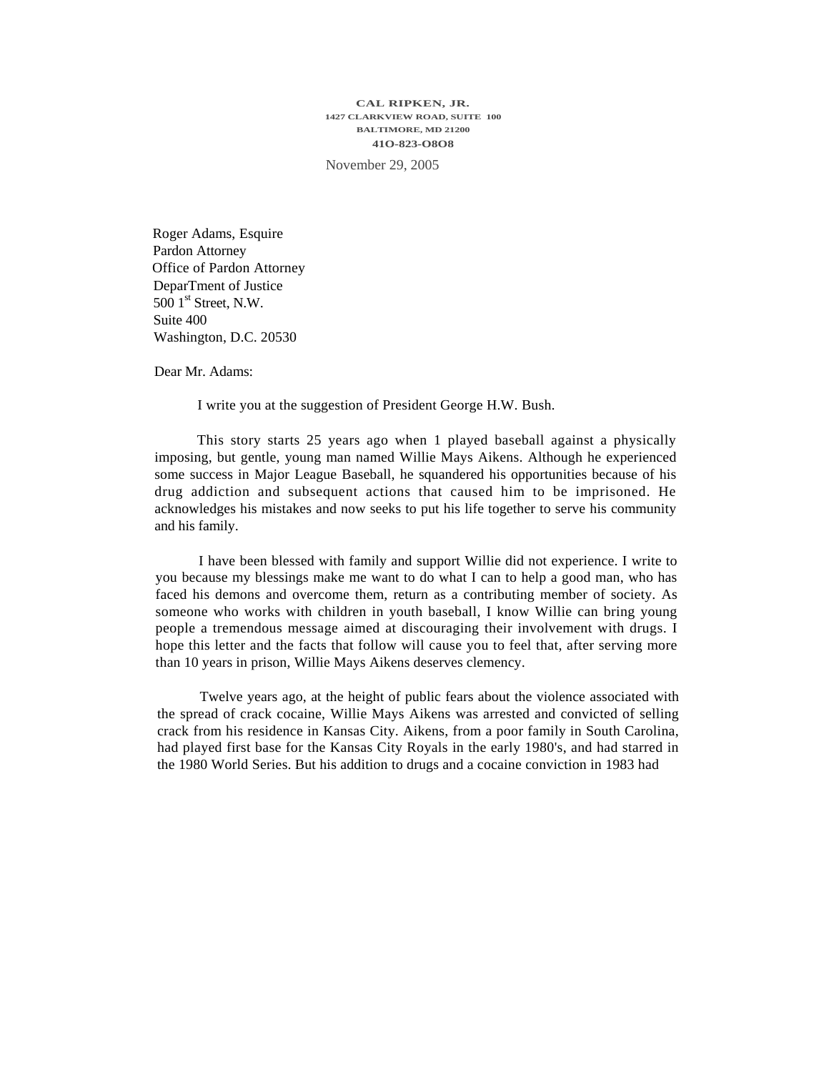**CAL RIPKEN, JR.**
**1427 CLARKVIEW ROAD, SUITE 100**
**BALTIMORE, MD 21200**
**41O-823-O8O8**

November 29, 2005

Roger Adams, Esquire
Pardon Attorney
Office of Pardon Attorney
DeparTment of Justice
500 1st Street, N.W.
Suite 400
Washington, D.C. 20530

Dear Mr. Adams:

I write you at the suggestion of President George H.W. Bush.

This story starts 25 years ago when 1 played baseball against a physically imposing, but gentle, young man named Willie Mays Aikens. Although he experienced some success in Major League Baseball, he squandered his opportunities because of his drug addiction and subsequent actions that caused him to be imprisoned. He acknowledges his mistakes and now seeks to put his life together to serve his community and his family.

I have been blessed with family and support Willie did not experience. I write to you because my blessings make me want to do what I can to help a good man, who has faced his demons and overcome them, return as a contributing member of society. As someone who works with children in youth baseball, I know Willie can bring young people a tremendous message aimed at discouraging their involvement with drugs. I hope this letter and the facts that follow will cause you to feel that, after serving more than 10 years in prison, Willie Mays Aikens deserves clemency.

Twelve years ago, at the height of public fears about the violence associated with the spread of crack cocaine, Willie Mays Aikens was arrested and convicted of selling crack from his residence in Kansas City. Aikens, from a poor family in South Carolina, had played first base for the Kansas City Royals in the early 1980's, and had starred in the 1980 World Series. But his addition to drugs and a cocaine conviction in 1983 had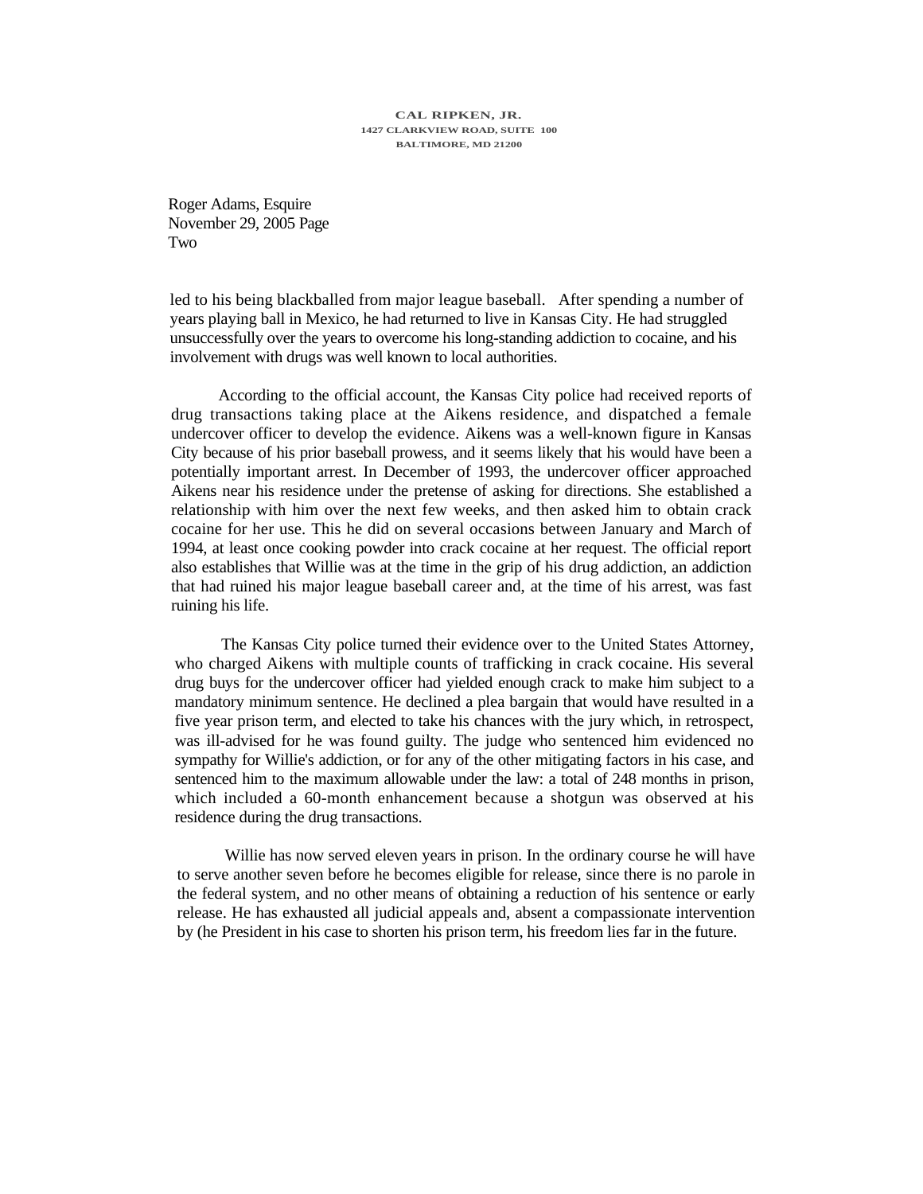CAL RIPKEN, JR.
1427 CLARKVIEW ROAD, SUITE 100
BALTIMORE, MD 21200

Roger Adams, Esquire
November 29, 2005 Page
Two

led to his being blackballed from major league baseball. After spending a number of years playing ball in Mexico, he had returned to live in Kansas City. He had struggled unsuccessfully over the years to overcome his long-standing addiction to cocaine, and his involvement with drugs was well known to local authorities.

According to the official account, the Kansas City police had received reports of drug transactions taking place at the Aikens residence, and dispatched a female undercover officer to develop the evidence. Aikens was a well-known figure in Kansas City because of his prior baseball prowess, and it seems likely that his would have been a potentially important arrest. In December of 1993, the undercover officer approached Aikens near his residence under the pretense of asking for directions. She established a relationship with him over the next few weeks, and then asked him to obtain crack cocaine for her use. This he did on several occasions between January and March of 1994, at least once cooking powder into crack cocaine at her request. The official report also establishes that Willie was at the time in the grip of his drug addiction, an addiction that had ruined his major league baseball career and, at the time of his arrest, was fast ruining his life.

The Kansas City police turned their evidence over to the United States Attorney, who charged Aikens with multiple counts of trafficking in crack cocaine. His several drug buys for the undercover officer had yielded enough crack to make him subject to a mandatory minimum sentence. He declined a plea bargain that would have resulted in a five year prison term, and elected to take his chances with the jury which, in retrospect, was ill-advised for he was found guilty. The judge who sentenced him evidenced no sympathy for Willie's addiction, or for any of the other mitigating factors in his case, and sentenced him to the maximum allowable under the law: a total of 248 months in prison, which included a 60-month enhancement because a shotgun was observed at his residence during the drug transactions.

Willie has now served eleven years in prison. In the ordinary course he will have to serve another seven before he becomes eligible for release, since there is no parole in the federal system, and no other means of obtaining a reduction of his sentence or early release. He has exhausted all judicial appeals and, absent a compassionate intervention by (he President in his case to shorten his prison term, his freedom lies far in the future.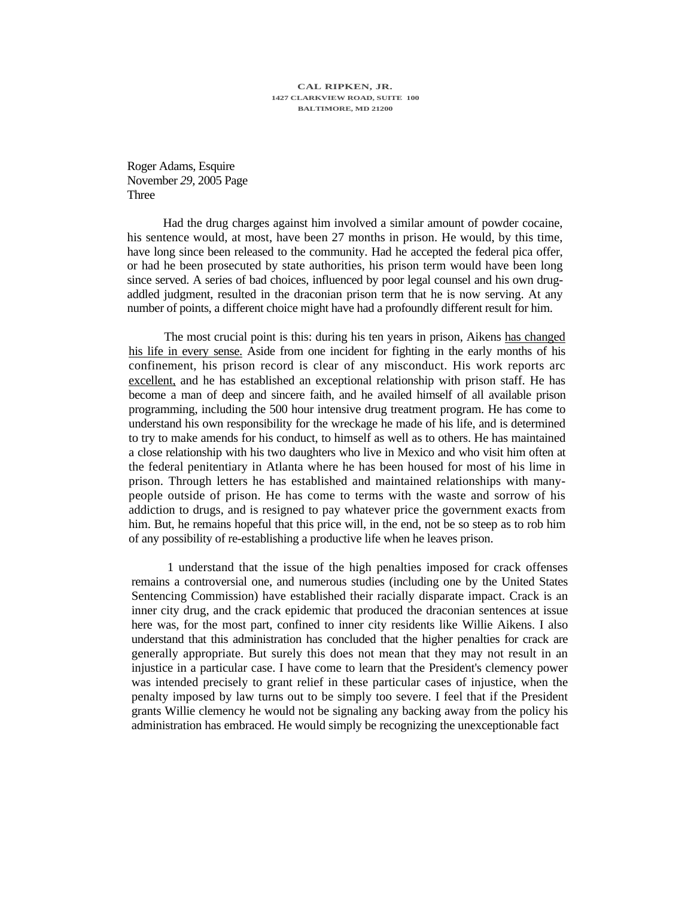CAL RIPKEN, JR.
1427 CLARKVIEW ROAD, SUITE 100
BALTIMORE, MD 21200

Roger Adams, Esquire
November *29*, 2005 Page
Three

Had the drug charges against him involved a similar amount of powder cocaine, his sentence would, at most, have been 27 months in prison. He would, by this time, have long since been released to the community. Had he accepted the federal pica offer, or had he been prosecuted by state authorities, his prison term would have been long since served. A series of bad choices, influenced by poor legal counsel and his own drug-addled judgment, resulted in the draconian prison term that he is now serving. At any number of points, a different choice might have had a profoundly different result for him.

The most crucial point is this: during his ten years in prison, Aikens has changed his life in every sense. Aside from one incident for fighting in the early months of his confinement, his prison record is clear of any misconduct. His work reports arc excellent, and he has established an exceptional relationship with prison staff. He has become a man of deep and sincere faith, and he availed himself of all available prison programming, including the 500 hour intensive drug treatment program. He has come to understand his own responsibility for the wreckage he made of his life, and is determined to try to make amends for his conduct, to himself as well as to others. He has maintained a close relationship with his two daughters who live in Mexico and who visit him often at the federal penitentiary in Atlanta where he has been housed for most of his lime in prison. Through letters he has established and maintained relationships with many-people outside of prison. He has come to terms with the waste and sorrow of his addiction to drugs, and is resigned to pay whatever price the government exacts from him. But, he remains hopeful that this price will, in the end, not be so steep as to rob him of any possibility of re-establishing a productive life when he leaves prison.

1 understand that the issue of the high penalties imposed for crack offenses remains a controversial one, and numerous studies (including one by the United States Sentencing Commission) have established their racially disparate impact. Crack is an inner city drug, and the crack epidemic that produced the draconian sentences at issue here was, for the most part, confined to inner city residents like Willie Aikens. I also understand that this administration has concluded that the higher penalties for crack are generally appropriate. But surely this does not mean that they may not result in an injustice in a particular case. I have come to learn that the President's clemency power was intended precisely to grant relief in these particular cases of injustice, when the penalty imposed by law turns out to be simply too severe. I feel that if the President grants Willie clemency he would not be signaling any backing away from the policy his administration has embraced. He would simply be recognizing the unexceptionable fact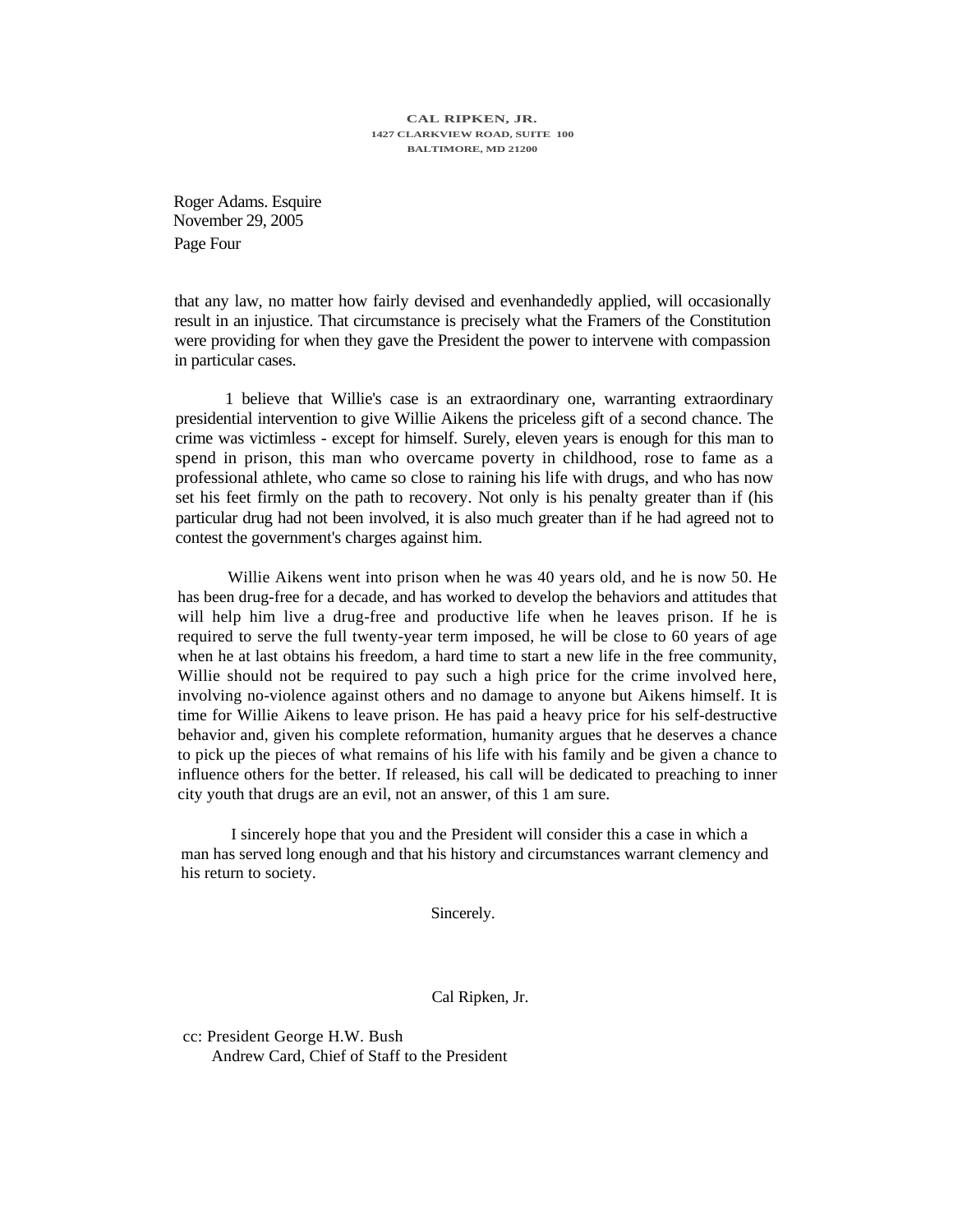**CAL RIPKEN, JR.**
**1427 CLARKVIEW ROAD, SUITE 100**
**BALTIMORE, MD 21200**

Roger Adams. Esquire
November 29, 2005
Page Four

that any law, no matter how fairly devised and evenhandedly applied, will occasionally result in an injustice. That circumstance is precisely what the Framers of the Constitution were providing for when they gave the President the power to intervene with compassion in particular cases.

1 believe that Willie's case is an extraordinary one, warranting extraordinary presidential intervention to give Willie Aikens the priceless gift of a second chance. The crime was victimless - except for himself. Surely, eleven years is enough for this man to spend in prison, this man who overcame poverty in childhood, rose to fame as a professional athlete, who came so close to raining his life with drugs, and who has now set his feet firmly on the path to recovery. Not only is his penalty greater than if (his particular drug had not been involved, it is also much greater than if he had agreed not to contest the government's charges against him.

Willie Aikens went into prison when he was 40 years old, and he is now 50. He has been drug-free for a decade, and has worked to develop the behaviors and attitudes that will help him live a drug-free and productive life when he leaves prison. If he is required to serve the full twenty-year term imposed, he will be close to 60 years of age when he at last obtains his freedom, a hard time to start a new life in the free community, Willie should not be required to pay such a high price for the crime involved here, involving no-violence against others and no damage to anyone but Aikens himself. It is time for Willie Aikens to leave prison. He has paid a heavy price for his self-destructive behavior and, given his complete reformation, humanity argues that he deserves a chance to pick up the pieces of what remains of his life with his family and be given a chance to influence others for the better. If released, his call will be dedicated to preaching to inner city youth that drugs are an evil, not an answer, of this 1 am sure.

I sincerely hope that you and the President will consider this a case in which a man has served long enough and that his history and circumstances warrant clemency and his return to society.

Sincerely.

Cal Ripken, Jr.

cc: President George H.W. Bush
Andrew Card, Chief of Staff to the President